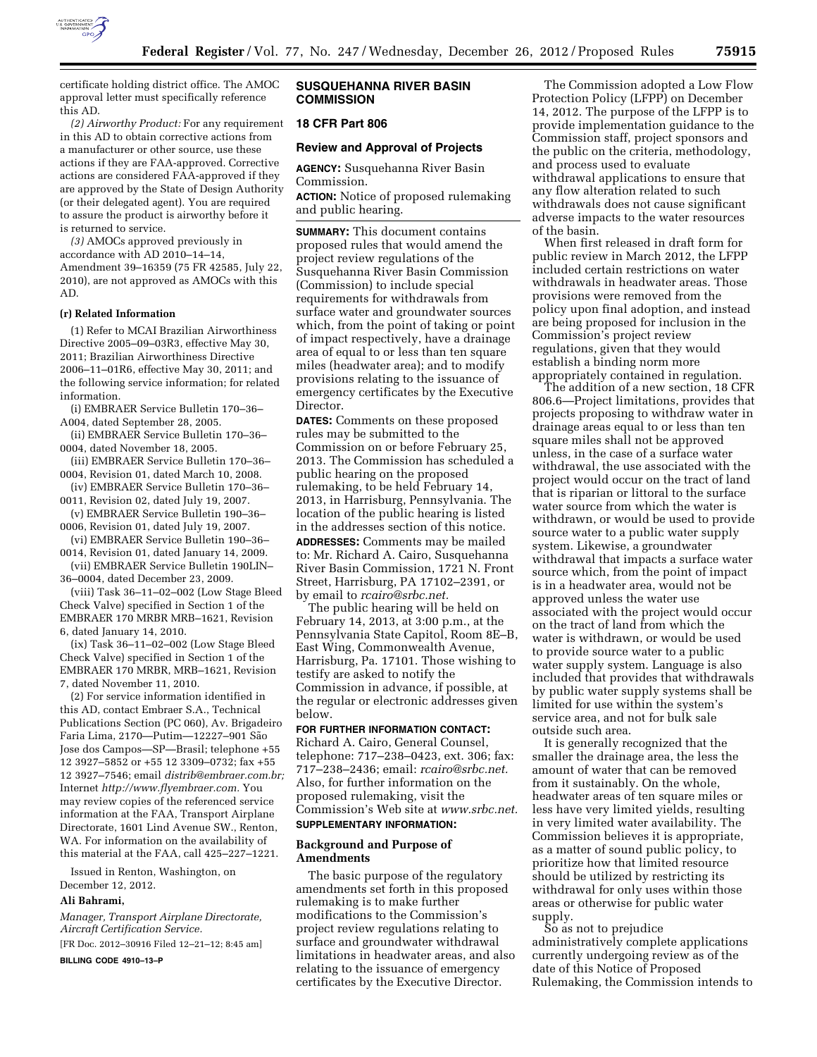certificate holding district office. The AMOC approval letter must specifically reference this AD.

*(2) Airworthy Product:* For any requirement in this AD to obtain corrective actions from a manufacturer or other source, use these actions if they are FAA-approved. Corrective actions are considered FAA-approved if they are approved by the State of Design Authority (or their delegated agent). You are required to assure the product is airworthy before it is returned to service.

*(3)* AMOCs approved previously in accordance with AD 2010–14–14, Amendment 39–16359 (75 FR 42585, July 22, 2010), are not approved as AMOCs with this AD.

**(r) Related Information**

(1) Refer to MCAI Brazilian Airworthiness Directive 2005–09–03R3, effective May 30, 2011; Brazilian Airworthiness Directive 2006–11–01R6, effective May 30, 2011; and the following service information; for related information.

(i) EMBRAER Service Bulletin 170–36–A004, dated September 28, 2005.

(ii) EMBRAER Service Bulletin 170–36–0004, dated November 18, 2005.

(iii) EMBRAER Service Bulletin 170–36–0004, Revision 01, dated March 10, 2008.

(iv) EMBRAER Service Bulletin 170–36–0011, Revision 02, dated July 19, 2007.

(v) EMBRAER Service Bulletin 190–36–0006, Revision 01, dated July 19, 2007.

(vi) EMBRAER Service Bulletin 190–36–0014, Revision 01, dated January 14, 2009.

(vii) EMBRAER Service Bulletin 190LIN–36–0004, dated December 23, 2009.

(viii) Task 36–11–02–002 (Low Stage Bleed Check Valve) specified in Section 1 of the EMBRAER 170 MRBR MRB–1621, Revision 6, dated January 14, 2010.

(ix) Task 36–11–02–002 (Low Stage Bleed Check Valve) specified in Section 1 of the EMBRAER 170 MRBR, MRB–1621, Revision 7, dated November 11, 2010.

(2) For service information identified in this AD, contact Embraer S.A., Technical Publications Section (PC 060), Av. Brigadeiro Faria Lima, 2170—Putim—12227–901 São Jose dos Campos—SP—Brasil; telephone +55 12 3927–5852 or +55 12 3309–0732; fax +55 12 3927–7546; email *distrib@embraer.com.br;* Internet *http://www.flyembraer.com.* You may review copies of the referenced service information at the FAA, Transport Airplane Directorate, 1601 Lind Avenue SW., Renton, WA. For information on the availability of this material at the FAA, call 425–227–1221.

Issued in Renton, Washington, on December 12, 2012.

**Ali Bahrami,**

*Manager, Transport Airplane Directorate, Aircraft Certification Service.*

[FR Doc. 2012–30916 Filed 12–21–12; 8:45 am]

**BILLING CODE 4910–13–P**

## SUSQUEHANNA RIVER BASIN COMMISSION

## 18 CFR Part 806

## Review and Approval of Projects

**AGENCY:** Susquehanna River Basin Commission.

**ACTION:** Notice of proposed rulemaking and public hearing.

**SUMMARY:** This document contains proposed rules that would amend the project review regulations of the Susquehanna River Basin Commission (Commission) to include special requirements for withdrawals from surface water and groundwater sources which, from the point of taking or point of impact respectively, have a drainage area of equal to or less than ten square miles (headwater area); and to modify provisions relating to the issuance of emergency certificates by the Executive Director.

**DATES:** Comments on these proposed rules may be submitted to the Commission on or before February 25, 2013. The Commission has scheduled a public hearing on the proposed rulemaking, to be held February 14, 2013, in Harrisburg, Pennsylvania. The location of the public hearing is listed in the addresses section of this notice.

**ADDRESSES:** Comments may be mailed to: Mr. Richard A. Cairo, Susquehanna River Basin Commission, 1721 N. Front Street, Harrisburg, PA 17102–2391, or by email to *rcairo@srbc.net.*

The public hearing will be held on February 14, 2013, at 3:00 p.m., at the Pennsylvania State Capitol, Room 8E–B, East Wing, Commonwealth Avenue, Harrisburg, Pa. 17101. Those wishing to testify are asked to notify the Commission in advance, if possible, at the regular or electronic addresses given below.

**FOR FURTHER INFORMATION CONTACT:** Richard A. Cairo, General Counsel, telephone: 717–238–0423, ext. 306; fax: 717–238–2436; email: *rcairo@srbc.net.* Also, for further information on the proposed rulemaking, visit the Commission's Web site at *www.srbc.net.*

**SUPPLEMENTARY INFORMATION:**

### Background and Purpose of Amendments

The basic purpose of the regulatory amendments set forth in this proposed rulemaking is to make further modifications to the Commission's project review regulations relating to surface and groundwater withdrawal limitations in headwater areas, and also relating to the issuance of emergency certificates by the Executive Director.

The Commission adopted a Low Flow Protection Policy (LFPP) on December 14, 2012. The purpose of the LFPP is to provide implementation guidance to the Commission staff, project sponsors and the public on the criteria, methodology, and process used to evaluate withdrawal applications to ensure that any flow alteration related to such withdrawals does not cause significant adverse impacts to the water resources of the basin.

When first released in draft form for public review in March 2012, the LFPP included certain restrictions on water withdrawals in headwater areas. Those provisions were removed from the policy upon final adoption, and instead are being proposed for inclusion in the Commission's project review regulations, given that they would establish a binding norm more appropriately contained in regulation.

The addition of a new section, 18 CFR 806.6—Project limitations, provides that projects proposing to withdraw water in drainage areas equal to or less than ten square miles shall not be approved unless, in the case of a surface water withdrawal, the use associated with the project would occur on the tract of land that is riparian or littoral to the surface water source from which the water is withdrawn, or would be used to provide source water to a public water supply system. Likewise, a groundwater withdrawal that impacts a surface water source which, from the point of impact is in a headwater area, would not be approved unless the water use associated with the project would occur on the tract of land from which the water is withdrawn, or would be used to provide source water to a public water supply system. Language is also included that provides that withdrawals by public water supply systems shall be limited for use within the system's service area, and not for bulk sale outside such area.

It is generally recognized that the smaller the drainage area, the less the amount of water that can be removed from it sustainably. On the whole, headwater areas of ten square miles or less have very limited yields, resulting in very limited water availability. The Commission believes it is appropriate, as a matter of sound public policy, to prioritize how that limited resource should be utilized by restricting its withdrawal for only uses within those areas or otherwise for public water supply.

So as not to prejudice administratively complete applications currently undergoing review as of the date of this Notice of Proposed Rulemaking, the Commission intends to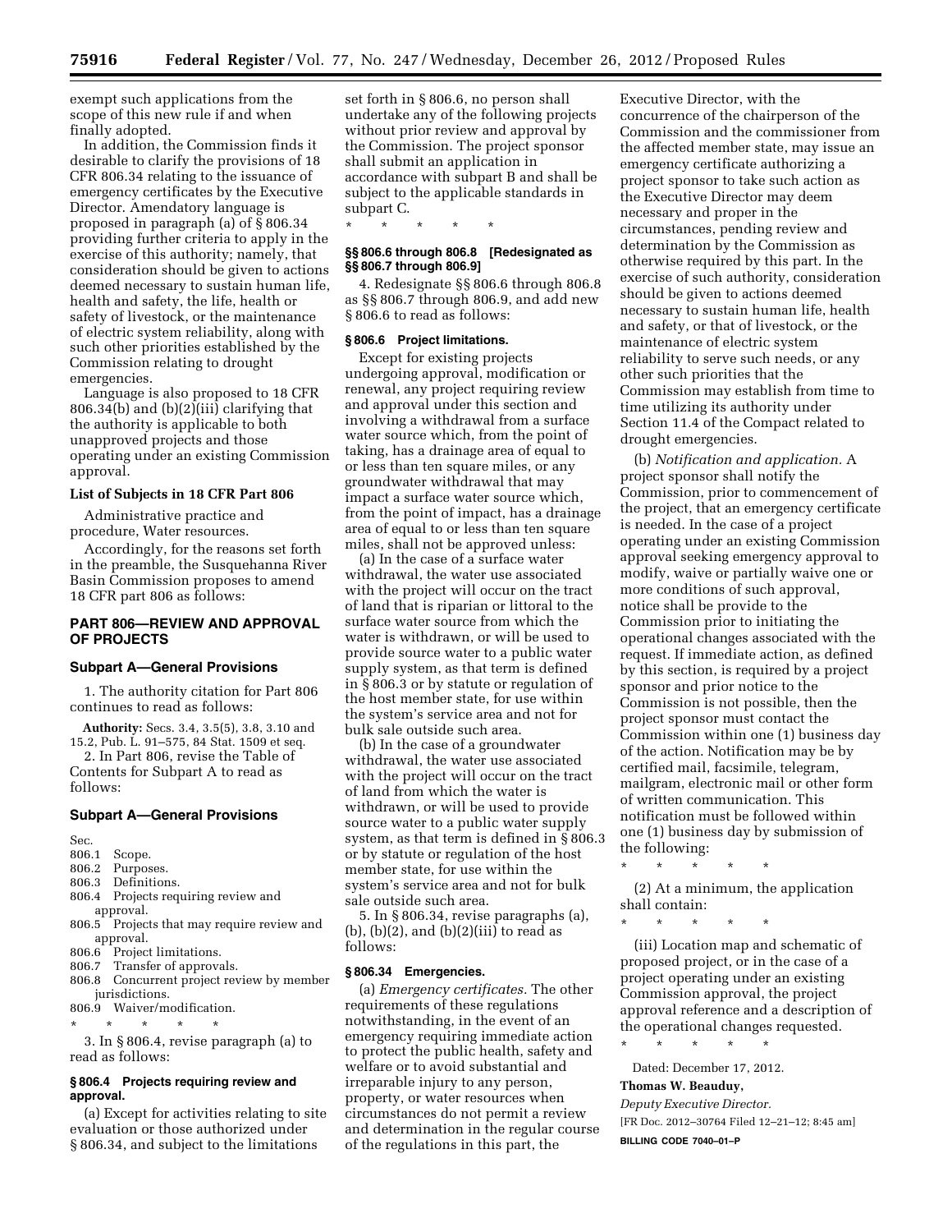exempt such applications from the scope of this new rule if and when finally adopted.

In addition, the Commission finds it desirable to clarify the provisions of 18 CFR 806.34 relating to the issuance of emergency certificates by the Executive Director. Amendatory language is proposed in paragraph (a) of § 806.34 providing further criteria to apply in the exercise of this authority; namely, that consideration should be given to actions deemed necessary to sustain human life, health and safety, the life, health or safety of livestock, or the maintenance of electric system reliability, along with such other priorities established by the Commission relating to drought emergencies.

Language is also proposed to 18 CFR 806.34(b) and (b)(2)(iii) clarifying that the authority is applicable to both unapproved projects and those operating under an existing Commission approval.

### List of Subjects in 18 CFR Part 806

Administrative practice and procedure, Water resources.

Accordingly, for the reasons set forth in the preamble, the Susquehanna River Basin Commission proposes to amend 18 CFR part 806 as follows:

## PART 806—REVIEW AND APPROVAL OF PROJECTS

### Subpart A—General Provisions

1. The authority citation for Part 806 continues to read as follows:

**Authority:** Secs. 3.4, 3.5(5), 3.8, 3.10 and 15.2, Pub. L. 91–575, 84 Stat. 1509 et seq.

2. In Part 806, revise the Table of Contents for Subpart A to read as follows:

### Subpart A—General Provisions

Sec.
806.1 Scope.
806.2 Purposes.
806.3 Definitions.
806.4 Projects requiring review and approval.
806.5 Projects that may require review and approval.
806.6 Project limitations.
806.7 Transfer of approvals.
806.8 Concurrent project review by member jurisdictions.
806.9 Waiver/modification.

\* \* \* \* \*

3. In § 806.4, revise paragraph (a) to read as follows:

#### § 806.4 Projects requiring review and approval.

(a) Except for activities relating to site evaluation or those authorized under § 806.34, and subject to the limitations set forth in § 806.6, no person shall undertake any of the following projects without prior review and approval by the Commission. The project sponsor shall submit an application in accordance with subpart B and shall be subject to the applicable standards in subpart C.

\* \* \* \* \*

#### §§ 806.6 through 806.8 [Redesignated as §§ 806.7 through 806.9]

4. Redesignate §§ 806.6 through 806.8 as §§ 806.7 through 806.9, and add new § 806.6 to read as follows:

#### § 806.6 Project limitations.

Except for existing projects undergoing approval, modification or renewal, any project requiring review and approval under this section and involving a withdrawal from a surface water source which, from the point of taking, has a drainage area of equal to or less than ten square miles, or any groundwater withdrawal that may impact a surface water source which, from the point of impact, has a drainage area of equal to or less than ten square miles, shall not be approved unless:

(a) In the case of a surface water withdrawal, the water use associated with the project will occur on the tract of land that is riparian or littoral to the surface water source from which the water is withdrawn, or will be used to provide source water to a public water supply system, as that term is defined in § 806.3 or by statute or regulation of the host member state, for use within the system's service area and not for bulk sale outside such area.

(b) In the case of a groundwater withdrawal, the water use associated with the project will occur on the tract of land from which the water is withdrawn, or will be used to provide source water to a public water supply system, as that term is defined in § 806.3 or by statute or regulation of the host member state, for use within the system's service area and not for bulk sale outside such area.

5. In § 806.34, revise paragraphs (a), (b), (b)(2), and (b)(2)(iii) to read as follows:

#### § 806.34 Emergencies.

(a) *Emergency certificates.* The other requirements of these regulations notwithstanding, in the event of an emergency requiring immediate action to protect the public health, safety and welfare or to avoid substantial and irreparable injury to any person, property, or water resources when circumstances do not permit a review and determination in the regular course of the regulations in this part, the Executive Director, with the concurrence of the chairperson of the Commission and the commissioner from the affected member state, may issue an emergency certificate authorizing a project sponsor to take such action as the Executive Director may deem necessary and proper in the circumstances, pending review and determination by the Commission as otherwise required by this part. In the exercise of such authority, consideration should be given to actions deemed necessary to sustain human life, health and safety, or that of livestock, or the maintenance of electric system reliability to serve such needs, or any other such priorities that the Commission may establish from time to time utilizing its authority under Section 11.4 of the Compact related to drought emergencies.

(b) *Notification and application.* A project sponsor shall notify the Commission, prior to commencement of the project, that an emergency certificate is needed. In the case of a project operating under an existing Commission approval seeking emergency approval to modify, waive or partially waive one or more conditions of such approval, notice shall be provide to the Commission prior to initiating the operational changes associated with the request. If immediate action, as defined by this section, is required by a project sponsor and prior notice to the Commission is not possible, then the project sponsor must contact the Commission within one (1) business day of the action. Notification may be by certified mail, facsimile, telegram, mailgram, electronic mail or other form of written communication. This notification must be followed within one (1) business day by submission of the following:

\* \* \* \* \*

(2) At a minimum, the application shall contain:

\* \* \* \* \*

(iii) Location map and schematic of proposed project, or in the case of a project operating under an existing Commission approval, the project approval reference and a description of the operational changes requested.

\* \* \* \* \*

Dated: December 17, 2012.

**Thomas W. Beauduy,**

*Deputy Executive Director.*

[FR Doc. 2012–30764 Filed 12–21–12; 8:45 am]

**BILLING CODE 7040–01–P**